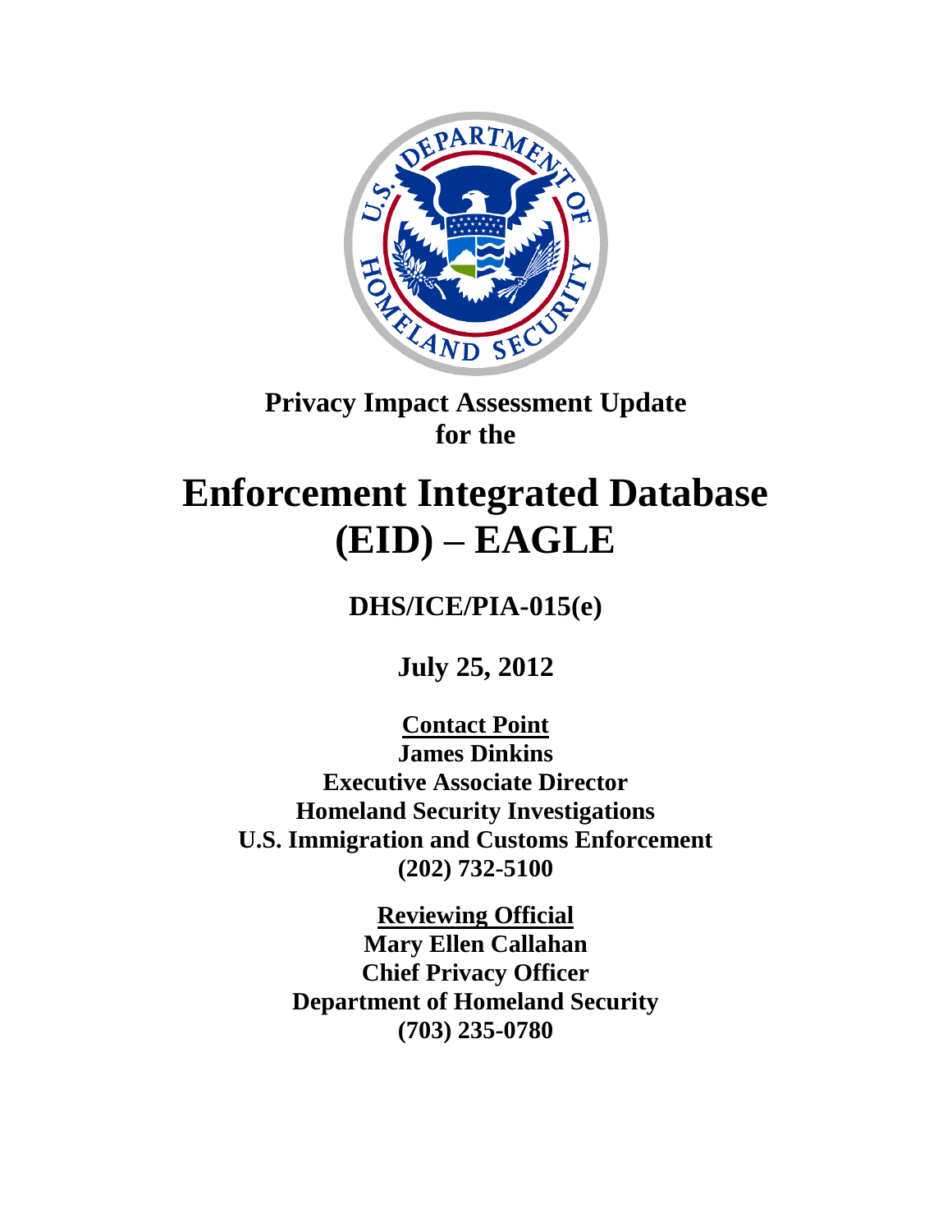# Privacy Impact Assessment Update for the

# Enforcement Integrated Database (EID) – EAGLE

## DHS/ICE/PIA-015(e)

## July 25, 2012

**Contact Point**
**James Dinkins**
**Executive Associate Director**
**Homeland Security Investigations**
**U.S. Immigration and Customs Enforcement**
**(202) 732-5100**

**Reviewing Official**
**Mary Ellen Callahan**
**Chief Privacy Officer**
**Department of Homeland Security**
**(703) 235-0780**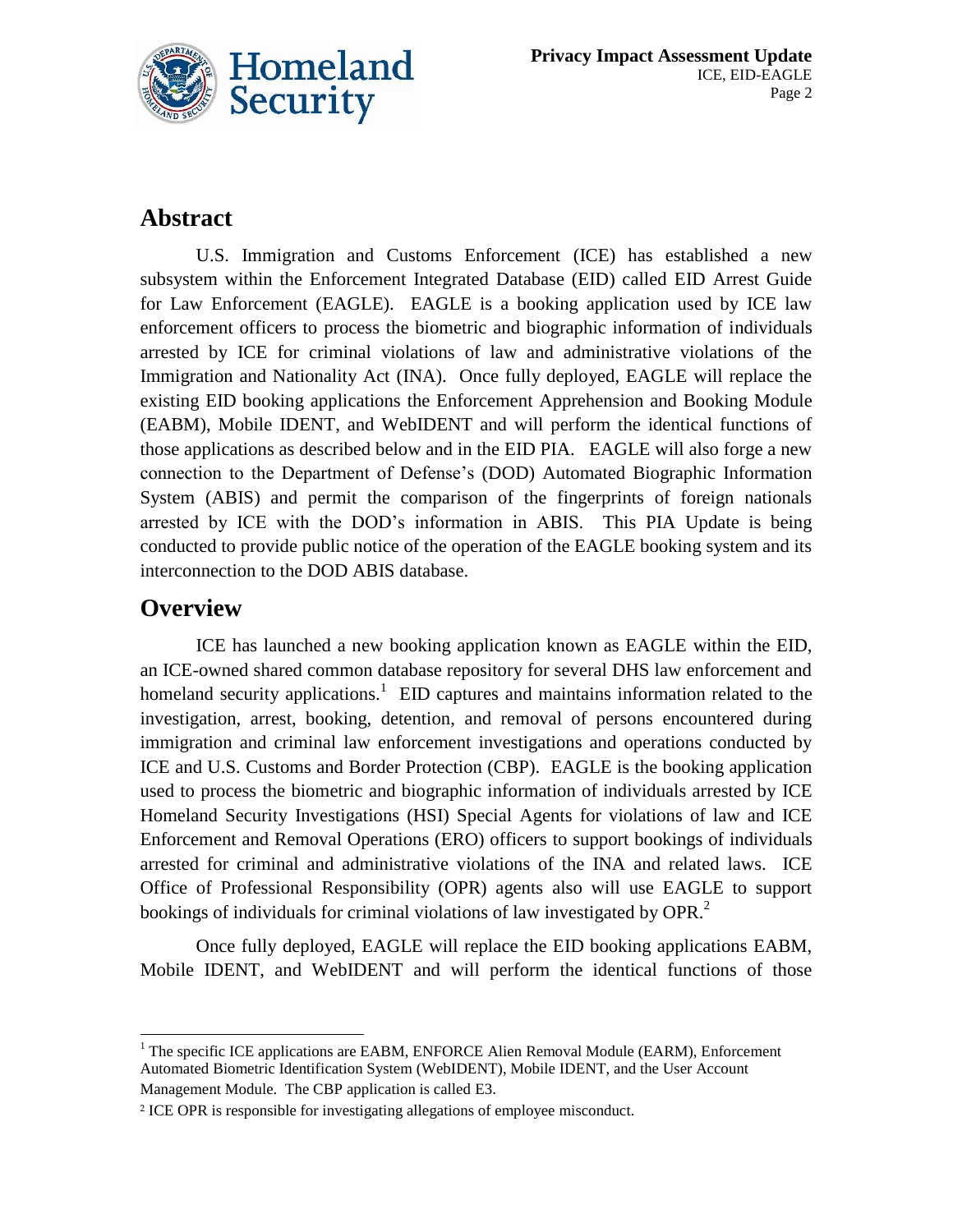## Abstract

U.S. Immigration and Customs Enforcement (ICE) has established a new subsystem within the Enforcement Integrated Database (EID) called EID Arrest Guide for Law Enforcement (EAGLE). EAGLE is a booking application used by ICE law enforcement officers to process the biometric and biographic information of individuals arrested by ICE for criminal violations of law and administrative violations of the Immigration and Nationality Act (INA). Once fully deployed, EAGLE will replace the existing EID booking applications the Enforcement Apprehension and Booking Module (EABM), Mobile IDENT, and WebIDENT and will perform the identical functions of those applications as described below and in the EID PIA. EAGLE will also forge a new connection to the Department of Defense's (DOD) Automated Biographic Information System (ABIS) and permit the comparison of the fingerprints of foreign nationals arrested by ICE with the DOD's information in ABIS. This PIA Update is being conducted to provide public notice of the operation of the EAGLE booking system and its interconnection to the DOD ABIS database.

## Overview

ICE has launched a new booking application known as EAGLE within the EID, an ICE-owned shared common database repository for several DHS law enforcement and homeland security applications.[1] EID captures and maintains information related to the investigation, arrest, booking, detention, and removal of persons encountered during immigration and criminal law enforcement investigations and operations conducted by ICE and U.S. Customs and Border Protection (CBP). EAGLE is the booking application used to process the biometric and biographic information of individuals arrested by ICE Homeland Security Investigations (HSI) Special Agents for violations of law and ICE Enforcement and Removal Operations (ERO) officers to support bookings of individuals arrested for criminal and administrative violations of the INA and related laws. ICE Office of Professional Responsibility (OPR) agents also will use EAGLE to support bookings of individuals for criminal violations of law investigated by OPR.[2]

Once fully deployed, EAGLE will replace the EID booking applications EABM, Mobile IDENT, and WebIDENT and will perform the identical functions of those

[1] The specific ICE applications are EABM, ENFORCE Alien Removal Module (EARM), Enforcement Automated Biometric Identification System (WebIDENT), Mobile IDENT, and the User Account Management Module. The CBP application is called E3.

[2] ICE OPR is responsible for investigating allegations of employee misconduct.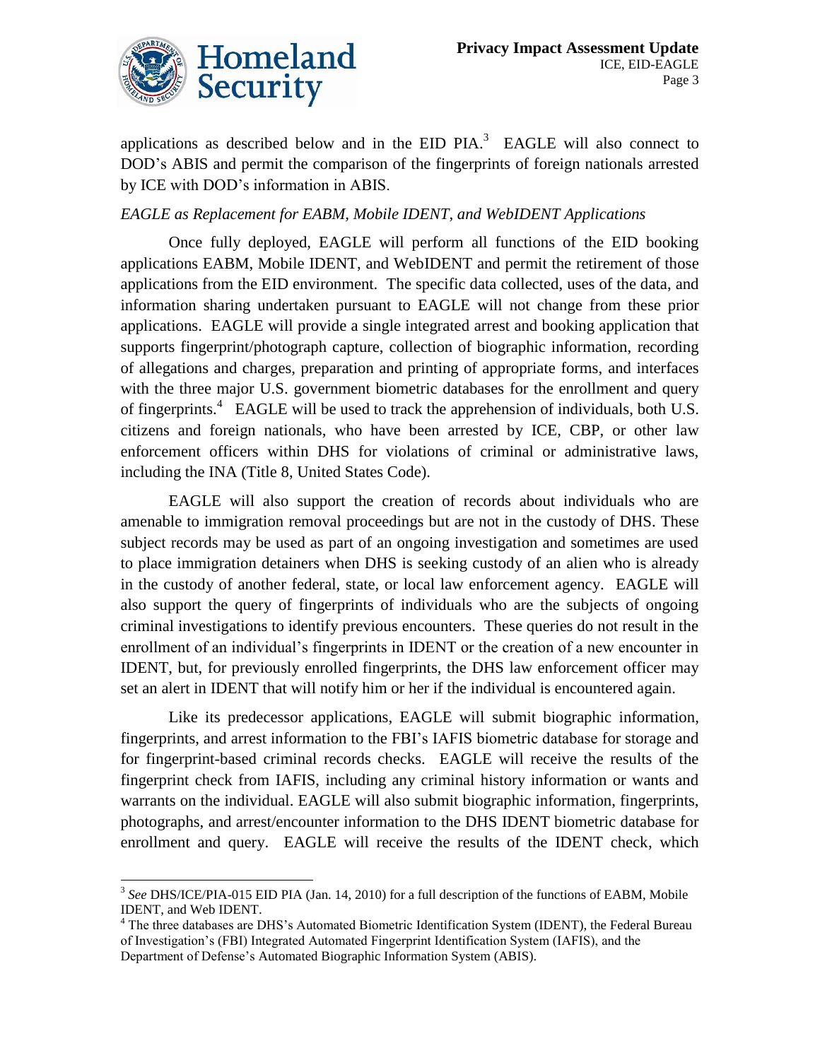applications as described below and in the EID PIA.[3] EAGLE will also connect to DOD's ABIS and permit the comparison of the fingerprints of foreign nationals arrested by ICE with DOD's information in ABIS.

*EAGLE as Replacement for EABM, Mobile IDENT, and WebIDENT Applications*

Once fully deployed, EAGLE will perform all functions of the EID booking applications EABM, Mobile IDENT, and WebIDENT and permit the retirement of those applications from the EID environment. The specific data collected, uses of the data, and information sharing undertaken pursuant to EAGLE will not change from these prior applications. EAGLE will provide a single integrated arrest and booking application that supports fingerprint/photograph capture, collection of biographic information, recording of allegations and charges, preparation and printing of appropriate forms, and interfaces with the three major U.S. government biometric databases for the enrollment and query of fingerprints.[4] EAGLE will be used to track the apprehension of individuals, both U.S. citizens and foreign nationals, who have been arrested by ICE, CBP, or other law enforcement officers within DHS for violations of criminal or administrative laws, including the INA (Title 8, United States Code).

EAGLE will also support the creation of records about individuals who are amenable to immigration removal proceedings but are not in the custody of DHS. These subject records may be used as part of an ongoing investigation and sometimes are used to place immigration detainers when DHS is seeking custody of an alien who is already in the custody of another federal, state, or local law enforcement agency. EAGLE will also support the query of fingerprints of individuals who are the subjects of ongoing criminal investigations to identify previous encounters. These queries do not result in the enrollment of an individual's fingerprints in IDENT or the creation of a new encounter in IDENT, but, for previously enrolled fingerprints, the DHS law enforcement officer may set an alert in IDENT that will notify him or her if the individual is encountered again.

Like its predecessor applications, EAGLE will submit biographic information, fingerprints, and arrest information to the FBI's IAFIS biometric database for storage and for fingerprint-based criminal records checks. EAGLE will receive the results of the fingerprint check from IAFIS, including any criminal history information or wants and warrants on the individual. EAGLE will also submit biographic information, fingerprints, photographs, and arrest/encounter information to the DHS IDENT biometric database for enrollment and query. EAGLE will receive the results of the IDENT check, which

---

[3] *See* DHS/ICE/PIA-015 EID PIA (Jan. 14, 2010) for a full description of the functions of EABM, Mobile IDENT, and Web IDENT.

[4] The three databases are DHS's Automated Biometric Identification System (IDENT), the Federal Bureau of Investigation's (FBI) Integrated Automated Fingerprint Identification System (IAFIS), and the Department of Defense's Automated Biographic Information System (ABIS).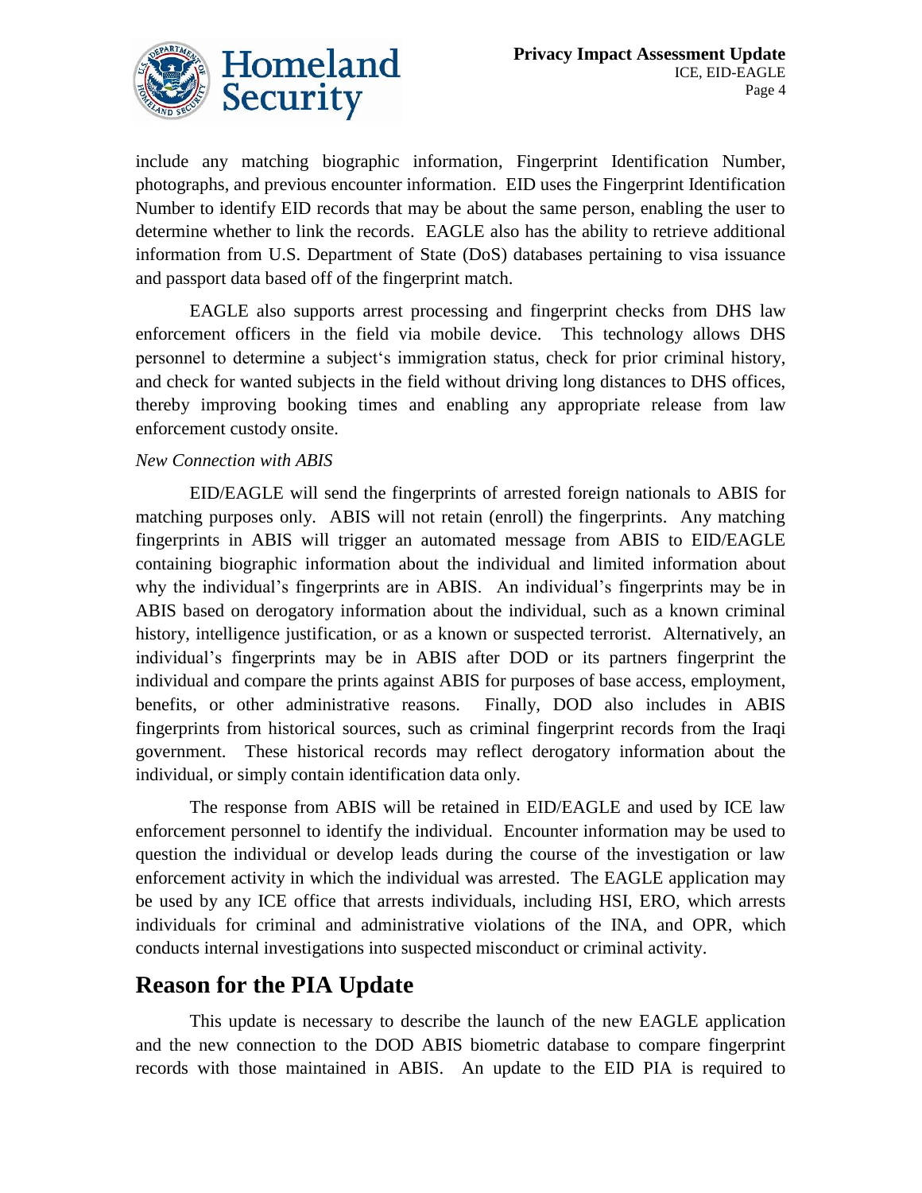include any matching biographic information, Fingerprint Identification Number, photographs, and previous encounter information. EID uses the Fingerprint Identification Number to identify EID records that may be about the same person, enabling the user to determine whether to link the records. EAGLE also has the ability to retrieve additional information from U.S. Department of State (DoS) databases pertaining to visa issuance and passport data based off of the fingerprint match.

EAGLE also supports arrest processing and fingerprint checks from DHS law enforcement officers in the field via mobile device. This technology allows DHS personnel to determine a subject's immigration status, check for prior criminal history, and check for wanted subjects in the field without driving long distances to DHS offices, thereby improving booking times and enabling any appropriate release from law enforcement custody onsite.

*New Connection with ABIS*

EID/EAGLE will send the fingerprints of arrested foreign nationals to ABIS for matching purposes only. ABIS will not retain (enroll) the fingerprints. Any matching fingerprints in ABIS will trigger an automated message from ABIS to EID/EAGLE containing biographic information about the individual and limited information about why the individual's fingerprints are in ABIS. An individual's fingerprints may be in ABIS based on derogatory information about the individual, such as a known criminal history, intelligence justification, or as a known or suspected terrorist. Alternatively, an individual's fingerprints may be in ABIS after DOD or its partners fingerprint the individual and compare the prints against ABIS for purposes of base access, employment, benefits, or other administrative reasons. Finally, DOD also includes in ABIS fingerprints from historical sources, such as criminal fingerprint records from the Iraqi government. These historical records may reflect derogatory information about the individual, or simply contain identification data only.

The response from ABIS will be retained in EID/EAGLE and used by ICE law enforcement personnel to identify the individual. Encounter information may be used to question the individual or develop leads during the course of the investigation or law enforcement activity in which the individual was arrested. The EAGLE application may be used by any ICE office that arrests individuals, including HSI, ERO, which arrests individuals for criminal and administrative violations of the INA, and OPR, which conducts internal investigations into suspected misconduct or criminal activity.

## Reason for the PIA Update

This update is necessary to describe the launch of the new EAGLE application and the new connection to the DOD ABIS biometric database to compare fingerprint records with those maintained in ABIS. An update to the EID PIA is required to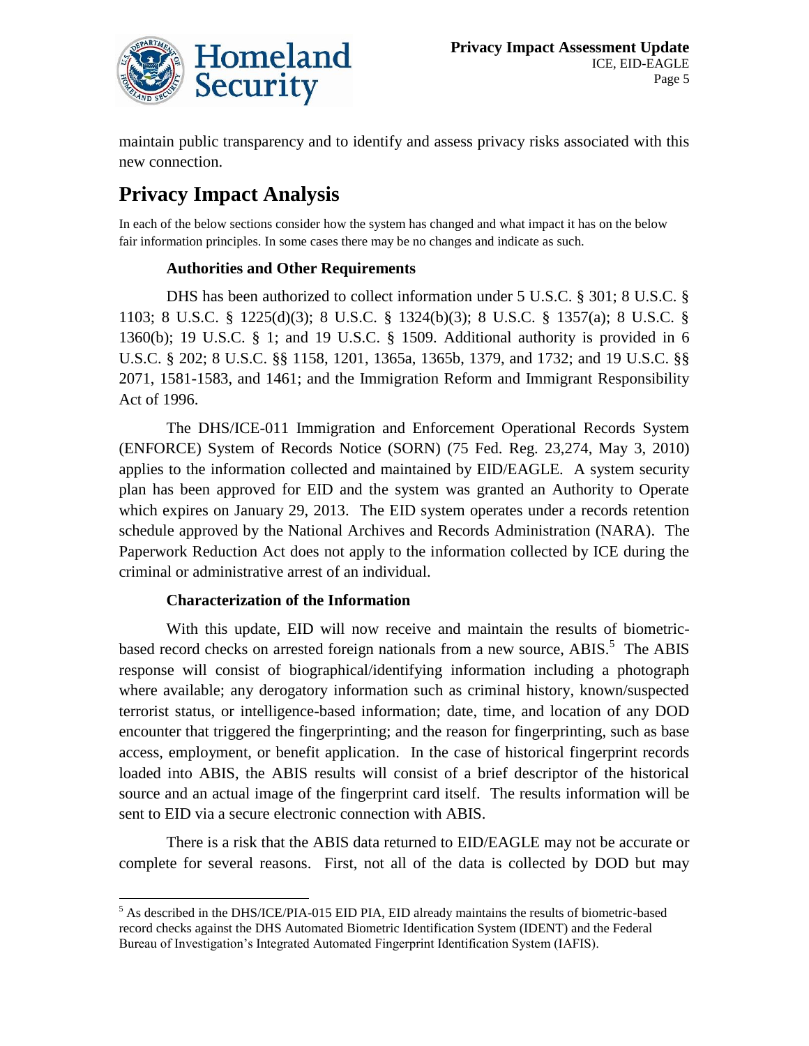maintain public transparency and to identify and assess privacy risks associated with this new connection.

## Privacy Impact Analysis

In each of the below sections consider how the system has changed and what impact it has on the below fair information principles. In some cases there may be no changes and indicate as such.

### Authorities and Other Requirements

DHS has been authorized to collect information under 5 U.S.C. § 301; 8 U.S.C. § 1103; 8 U.S.C. § 1225(d)(3); 8 U.S.C. § 1324(b)(3); 8 U.S.C. § 1357(a); 8 U.S.C. § 1360(b); 19 U.S.C. § 1; and 19 U.S.C. § 1509. Additional authority is provided in 6 U.S.C. § 202; 8 U.S.C. §§ 1158, 1201, 1365a, 1365b, 1379, and 1732; and 19 U.S.C. §§ 2071, 1581-1583, and 1461; and the Immigration Reform and Immigrant Responsibility Act of 1996.

The DHS/ICE-011 Immigration and Enforcement Operational Records System (ENFORCE) System of Records Notice (SORN) (75 Fed. Reg. 23,274, May 3, 2010) applies to the information collected and maintained by EID/EAGLE. A system security plan has been approved for EID and the system was granted an Authority to Operate which expires on January 29, 2013. The EID system operates under a records retention schedule approved by the National Archives and Records Administration (NARA). The Paperwork Reduction Act does not apply to the information collected by ICE during the criminal or administrative arrest of an individual.

### Characterization of the Information

With this update, EID will now receive and maintain the results of biometric-based record checks on arrested foreign nationals from a new source, ABIS.[5] The ABIS response will consist of biographical/identifying information including a photograph where available; any derogatory information such as criminal history, known/suspected terrorist status, or intelligence-based information; date, time, and location of any DOD encounter that triggered the fingerprinting; and the reason for fingerprinting, such as base access, employment, or benefit application. In the case of historical fingerprint records loaded into ABIS, the ABIS results will consist of a brief descriptor of the historical source and an actual image of the fingerprint card itself. The results information will be sent to EID via a secure electronic connection with ABIS.

There is a risk that the ABIS data returned to EID/EAGLE may not be accurate or complete for several reasons. First, not all of the data is collected by DOD but may

[5] As described in the DHS/ICE/PIA-015 EID PIA, EID already maintains the results of biometric-based record checks against the DHS Automated Biometric Identification System (IDENT) and the Federal Bureau of Investigation's Integrated Automated Fingerprint Identification System (IAFIS).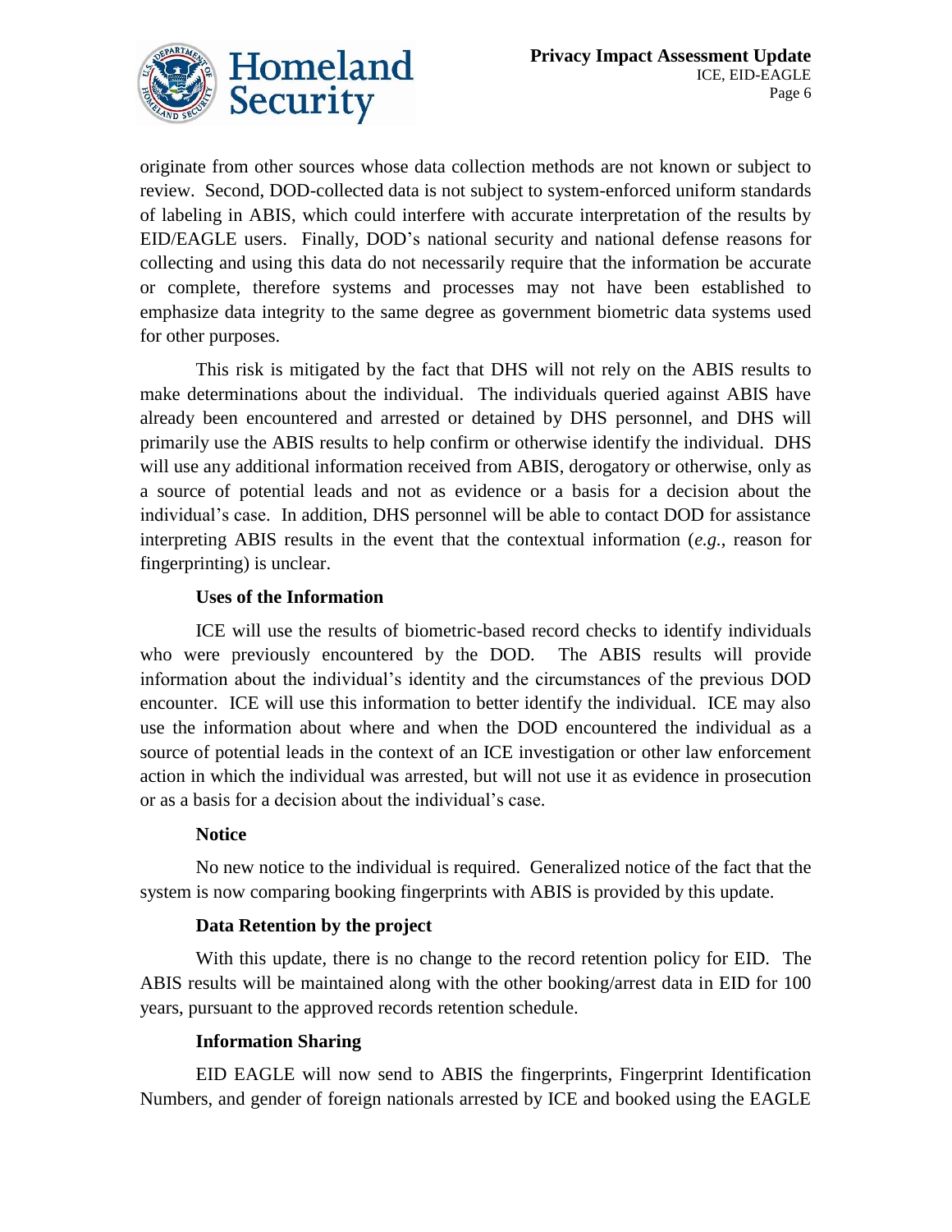originate from other sources whose data collection methods are not known or subject to review. Second, DOD-collected data is not subject to system-enforced uniform standards of labeling in ABIS, which could interfere with accurate interpretation of the results by EID/EAGLE users. Finally, DOD's national security and national defense reasons for collecting and using this data do not necessarily require that the information be accurate or complete, therefore systems and processes may not have been established to emphasize data integrity to the same degree as government biometric data systems used for other purposes.

This risk is mitigated by the fact that DHS will not rely on the ABIS results to make determinations about the individual. The individuals queried against ABIS have already been encountered and arrested or detained by DHS personnel, and DHS will primarily use the ABIS results to help confirm or otherwise identify the individual. DHS will use any additional information received from ABIS, derogatory or otherwise, only as a source of potential leads and not as evidence or a basis for a decision about the individual's case. In addition, DHS personnel will be able to contact DOD for assistance interpreting ABIS results in the event that the contextual information (*e.g.*, reason for fingerprinting) is unclear.

**Uses of the Information**

ICE will use the results of biometric-based record checks to identify individuals who were previously encountered by the DOD. The ABIS results will provide information about the individual's identity and the circumstances of the previous DOD encounter. ICE will use this information to better identify the individual. ICE may also use the information about where and when the DOD encountered the individual as a source of potential leads in the context of an ICE investigation or other law enforcement action in which the individual was arrested, but will not use it as evidence in prosecution or as a basis for a decision about the individual's case.

**Notice**

No new notice to the individual is required. Generalized notice of the fact that the system is now comparing booking fingerprints with ABIS is provided by this update.

**Data Retention by the project**

With this update, there is no change to the record retention policy for EID. The ABIS results will be maintained along with the other booking/arrest data in EID for 100 years, pursuant to the approved records retention schedule.

**Information Sharing**

EID EAGLE will now send to ABIS the fingerprints, Fingerprint Identification Numbers, and gender of foreign nationals arrested by ICE and booked using the EAGLE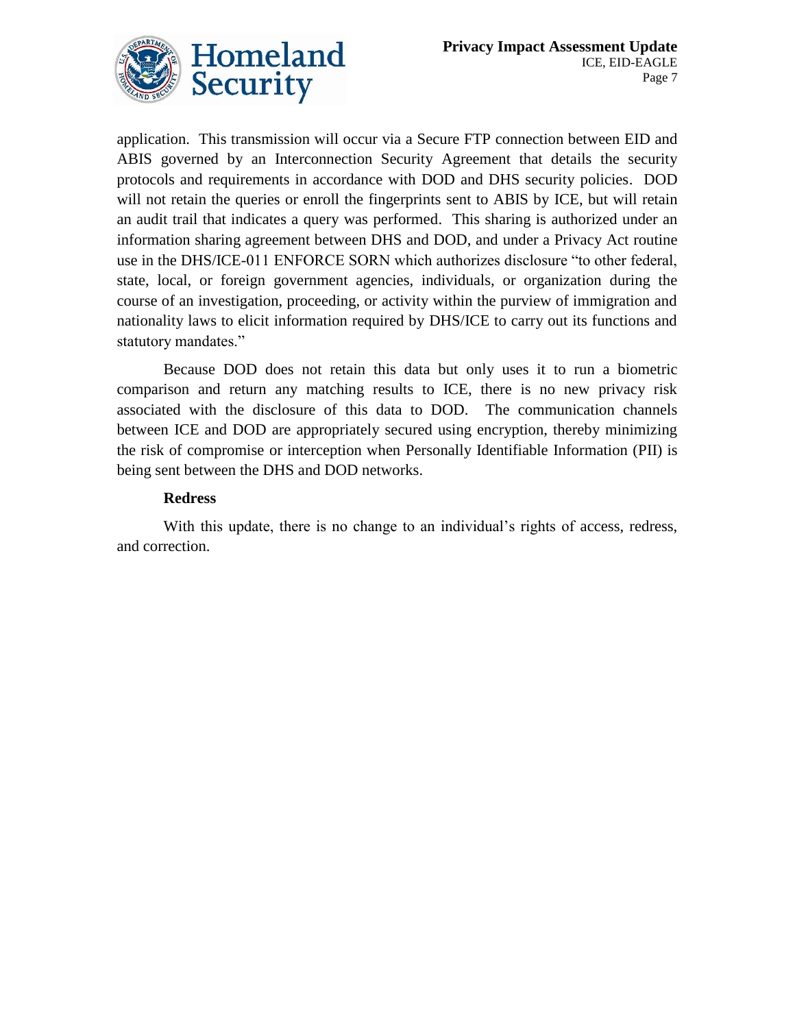application. This transmission will occur via a Secure FTP connection between EID and ABIS governed by an Interconnection Security Agreement that details the security protocols and requirements in accordance with DOD and DHS security policies. DOD will not retain the queries or enroll the fingerprints sent to ABIS by ICE, but will retain an audit trail that indicates a query was performed. This sharing is authorized under an information sharing agreement between DHS and DOD, and under a Privacy Act routine use in the DHS/ICE-011 ENFORCE SORN which authorizes disclosure "to other federal, state, local, or foreign government agencies, individuals, or organization during the course of an investigation, proceeding, or activity within the purview of immigration and nationality laws to elicit information required by DHS/ICE to carry out its functions and statutory mandates."

Because DOD does not retain this data but only uses it to run a biometric comparison and return any matching results to ICE, there is no new privacy risk associated with the disclosure of this data to DOD. The communication channels between ICE and DOD are appropriately secured using encryption, thereby minimizing the risk of compromise or interception when Personally Identifiable Information (PII) is being sent between the DHS and DOD networks.

**Redress**

With this update, there is no change to an individual's rights of access, redress, and correction.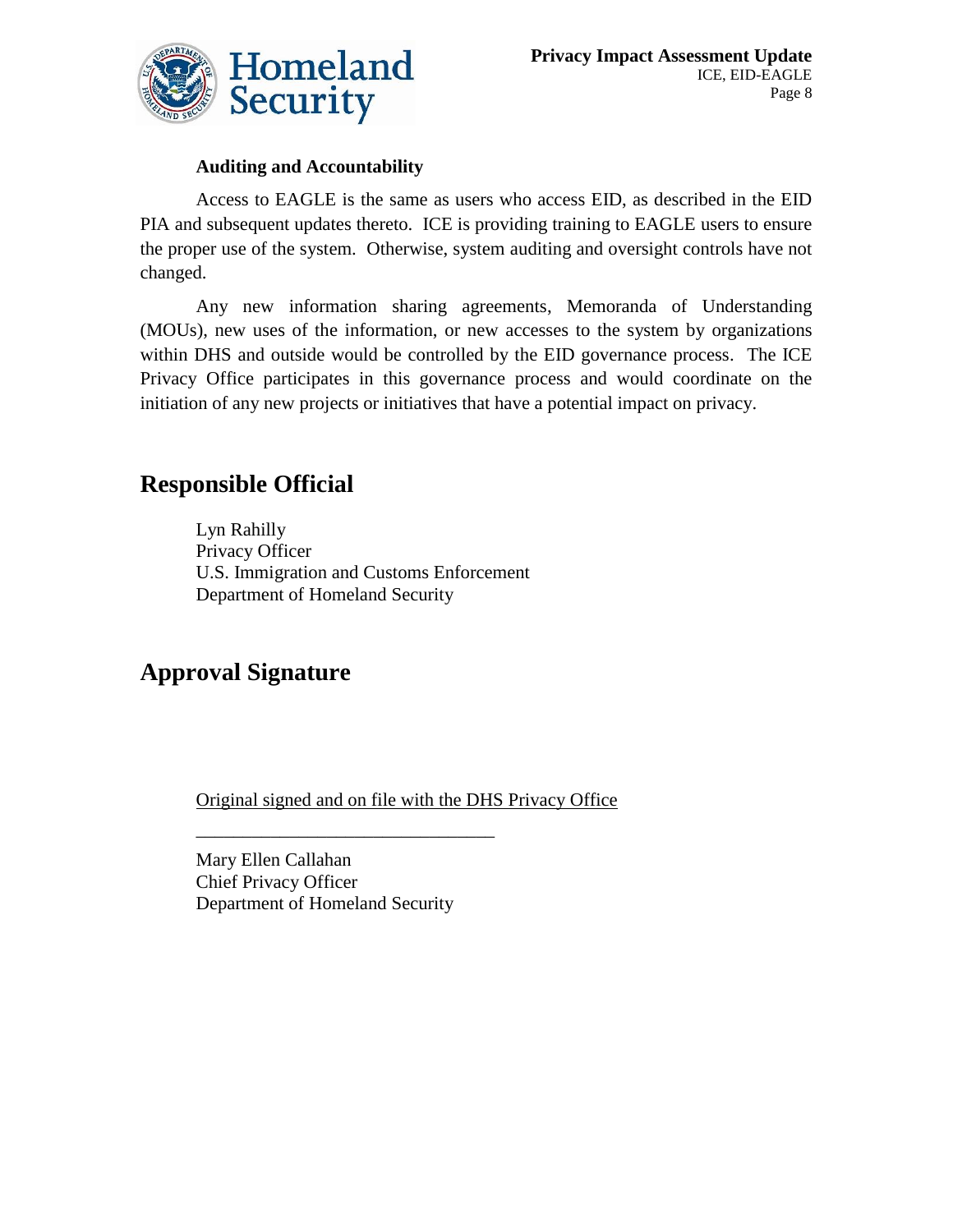### Auditing and Accountability

Access to EAGLE is the same as users who access EID, as described in the EID PIA and subsequent updates thereto. ICE is providing training to EAGLE users to ensure the proper use of the system. Otherwise, system auditing and oversight controls have not changed.

Any new information sharing agreements, Memoranda of Understanding (MOUs), new uses of the information, or new accesses to the system by organizations within DHS and outside would be controlled by the EID governance process. The ICE Privacy Office participates in this governance process and would coordinate on the initiation of any new projects or initiatives that have a potential impact on privacy.

## Responsible Official

Lyn Rahilly
Privacy Officer
U.S. Immigration and Customs Enforcement
Department of Homeland Security

## Approval Signature

Original signed and on file with the DHS Privacy Office

________________________________

Mary Ellen Callahan
Chief Privacy Officer
Department of Homeland Security